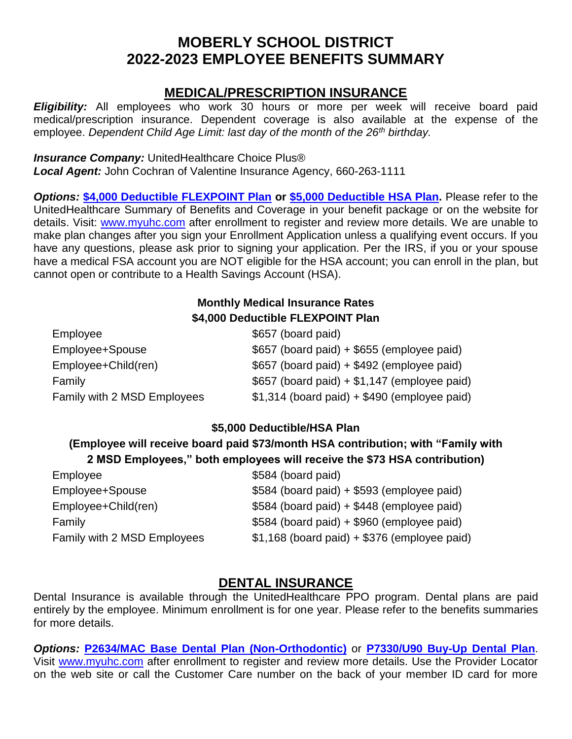# MOBERLY SCHOOL DISTRICT
# 2022-2023 EMPLOYEE BENEFITS SUMMARY

## MEDICAL/PRESCRIPTION INSURANCE

***Eligibility:*** All employees who work 30 hours or more per week will receive board paid medical/prescription insurance. Dependent coverage is also available at the expense of the employee. *Dependent Child Age Limit: last day of the month of the 26th birthday.*

***Insurance Company:*** UnitedHealthcare Choice Plus®
***Local Agent:*** John Cochran of Valentine Insurance Agency, 660-263-1111

***Options:*** **$4,000 Deductible FLEXPOINT Plan or $5,000 Deductible HSA Plan.** Please refer to the UnitedHealthcare Summary of Benefits and Coverage in your benefit package or on the website for details. Visit: www.myuhc.com after enrollment to register and review more details. We are unable to make plan changes after you sign your Enrollment Application unless a qualifying event occurs. If you have any questions, please ask prior to signing your application. Per the IRS, if you or your spouse have a medical FSA account you are NOT eligible for the HSA account; you can enroll in the plan, but cannot open or contribute to a Health Savings Account (HSA).

**Monthly Medical Insurance Rates**
**$4,000 Deductible FLEXPOINT Plan**

| | |
|---|---|
| Employee | $657 (board paid) |
| Employee+Spouse | $657 (board paid) + $655 (employee paid) |
| Employee+Child(ren) | $657 (board paid) + $492 (employee paid) |
| Family | $657 (board paid) + $1,147 (employee paid) |
| Family with 2 MSD Employees | $1,314 (board paid) + $490 (employee paid) |

**$5,000 Deductible/HSA Plan**
**(Employee will receive board paid $73/month HSA contribution; with "Family with 2 MSD Employees," both employees will receive the $73 HSA contribution)**

| | |
|---|---|
| Employee | $584 (board paid) |
| Employee+Spouse | $584 (board paid) + $593 (employee paid) |
| Employee+Child(ren) | $584 (board paid) + $448 (employee paid) |
| Family | $584 (board paid) + $960 (employee paid) |
| Family with 2 MSD Employees | $1,168 (board paid) + $376 (employee paid) |

## DENTAL INSURANCE

Dental Insurance is available through the UnitedHealthcare PPO program. Dental plans are paid entirely by the employee. Minimum enrollment is for one year. Please refer to the benefits summaries for more details.

***Options:*** **P2634/MAC Base Dental Plan (Non-Orthodontic)** or **P7330/U90 Buy-Up Dental Plan**. Visit www.myuhc.com after enrollment to register and review more details. Use the Provider Locator on the web site or call the Customer Care number on the back of your member ID card for more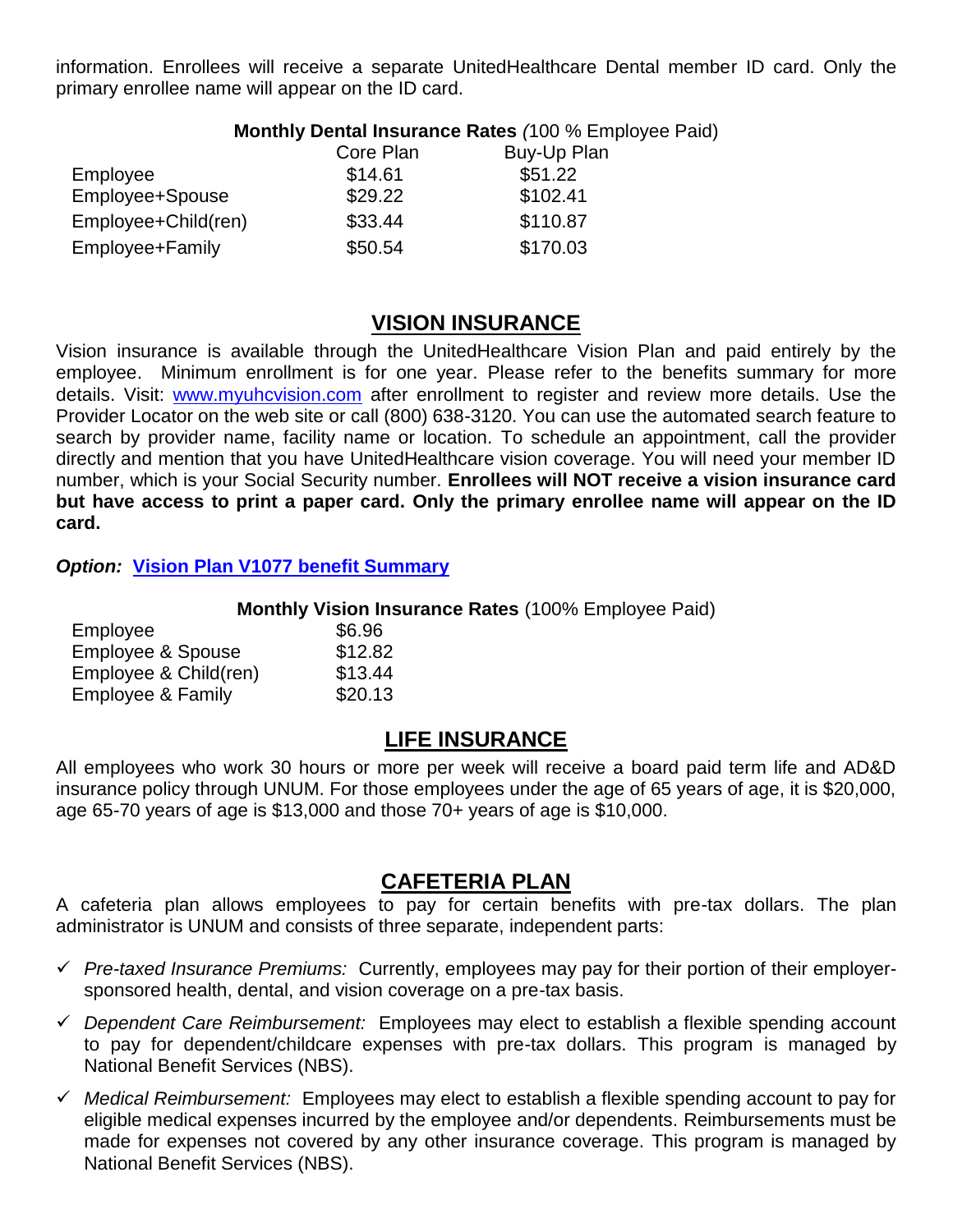information. Enrollees will receive a separate UnitedHealthcare Dental member ID card. Only the primary enrollee name will appear on the ID card.

**Monthly Dental Insurance Rates** *(*100 % Employee Paid)

| | Core Plan | Buy-Up Plan |
|---|---|---|
| Employee | $14.61 | $51.22 |
| Employee+Spouse | $29.22 | $102.41 |
| Employee+Child(ren) | $33.44 | $110.87 |
| Employee+Family | $50.54 | $170.03 |

## VISION INSURANCE

Vision insurance is available through the UnitedHealthcare Vision Plan and paid entirely by the employee. Minimum enrollment is for one year. Please refer to the benefits summary for more details. Visit: [www.myuhcvision.com](http://www.myuhcvision.com) after enrollment to register and review more details. Use the Provider Locator on the web site or call (800) 638-3120. You can use the automated search feature to search by provider name, facility name or location. To schedule an appointment, call the provider directly and mention that you have UnitedHealthcare vision coverage. You will need your member ID number, which is your Social Security number. **Enrollees will NOT receive a vision insurance card but have access to print a paper card. Only the primary enrollee name will appear on the ID card.**

***Option:*** **Vision Plan V1077 benefit Summary**

**Monthly Vision Insurance Rates** (100% Employee Paid)

| | |
|---|---|
| Employee | $6.96 |
| Employee & Spouse | $12.82 |
| Employee & Child(ren) | $13.44 |
| Employee & Family | $20.13 |

## LIFE INSURANCE

All employees who work 30 hours or more per week will receive a board paid term life and AD&D insurance policy through UNUM. For those employees under the age of 65 years of age, it is $20,000, age 65-70 years of age is $13,000 and those 70+ years of age is $10,000.

## CAFETERIA PLAN

A cafeteria plan allows employees to pay for certain benefits with pre-tax dollars. The plan administrator is UNUM and consists of three separate, independent parts:

- ✓ *Pre-taxed Insurance Premiums:* Currently, employees may pay for their portion of their employer-sponsored health, dental, and vision coverage on a pre-tax basis.
- ✓ *Dependent Care Reimbursement:* Employees may elect to establish a flexible spending account to pay for dependent/childcare expenses with pre-tax dollars. This program is managed by National Benefit Services (NBS).
- ✓ *Medical Reimbursement:* Employees may elect to establish a flexible spending account to pay for eligible medical expenses incurred by the employee and/or dependents. Reimbursements must be made for expenses not covered by any other insurance coverage. This program is managed by National Benefit Services (NBS).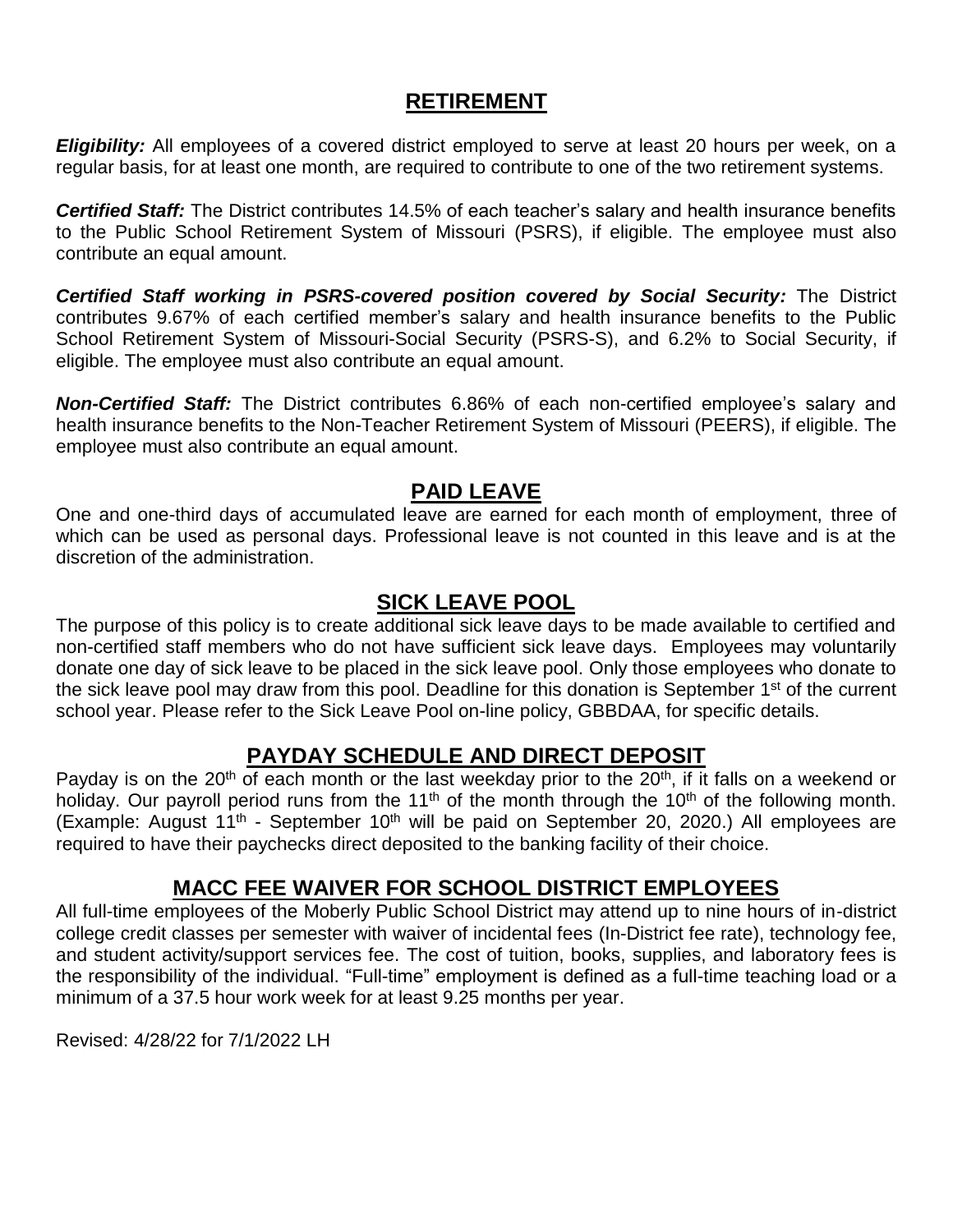## RETIREMENT

***Eligibility:*** All employees of a covered district employed to serve at least 20 hours per week, on a regular basis, for at least one month, are required to contribute to one of the two retirement systems.

***Certified Staff:*** The District contributes 14.5% of each teacher's salary and health insurance benefits to the Public School Retirement System of Missouri (PSRS), if eligible. The employee must also contribute an equal amount.

***Certified Staff working in PSRS-covered position covered by Social Security:*** The District contributes 9.67% of each certified member's salary and health insurance benefits to the Public School Retirement System of Missouri-Social Security (PSRS-S), and 6.2% to Social Security, if eligible. The employee must also contribute an equal amount.

***Non-Certified Staff:*** The District contributes 6.86% of each non-certified employee's salary and health insurance benefits to the Non-Teacher Retirement System of Missouri (PEERS), if eligible. The employee must also contribute an equal amount.

## PAID LEAVE

One and one-third days of accumulated leave are earned for each month of employment, three of which can be used as personal days. Professional leave is not counted in this leave and is at the discretion of the administration.

## SICK LEAVE POOL

The purpose of this policy is to create additional sick leave days to be made available to certified and non-certified staff members who do not have sufficient sick leave days. Employees may voluntarily donate one day of sick leave to be placed in the sick leave pool. Only those employees who donate to the sick leave pool may draw from this pool. Deadline for this donation is September 1st of the current school year. Please refer to the Sick Leave Pool on-line policy, GBBDAA, for specific details.

## PAYDAY SCHEDULE AND DIRECT DEPOSIT

Payday is on the 20th of each month or the last weekday prior to the 20th, if it falls on a weekend or holiday. Our payroll period runs from the 11th of the month through the 10th of the following month. (Example: August 11th - September 10th will be paid on September 20, 2020.) All employees are required to have their paychecks direct deposited to the banking facility of their choice.

## MACC FEE WAIVER FOR SCHOOL DISTRICT EMPLOYEES

All full-time employees of the Moberly Public School District may attend up to nine hours of in-district college credit classes per semester with waiver of incidental fees (In-District fee rate), technology fee, and student activity/support services fee. The cost of tuition, books, supplies, and laboratory fees is the responsibility of the individual. "Full-time" employment is defined as a full-time teaching load or a minimum of a 37.5 hour work week for at least 9.25 months per year.

Revised: 4/28/22 for 7/1/2022 LH